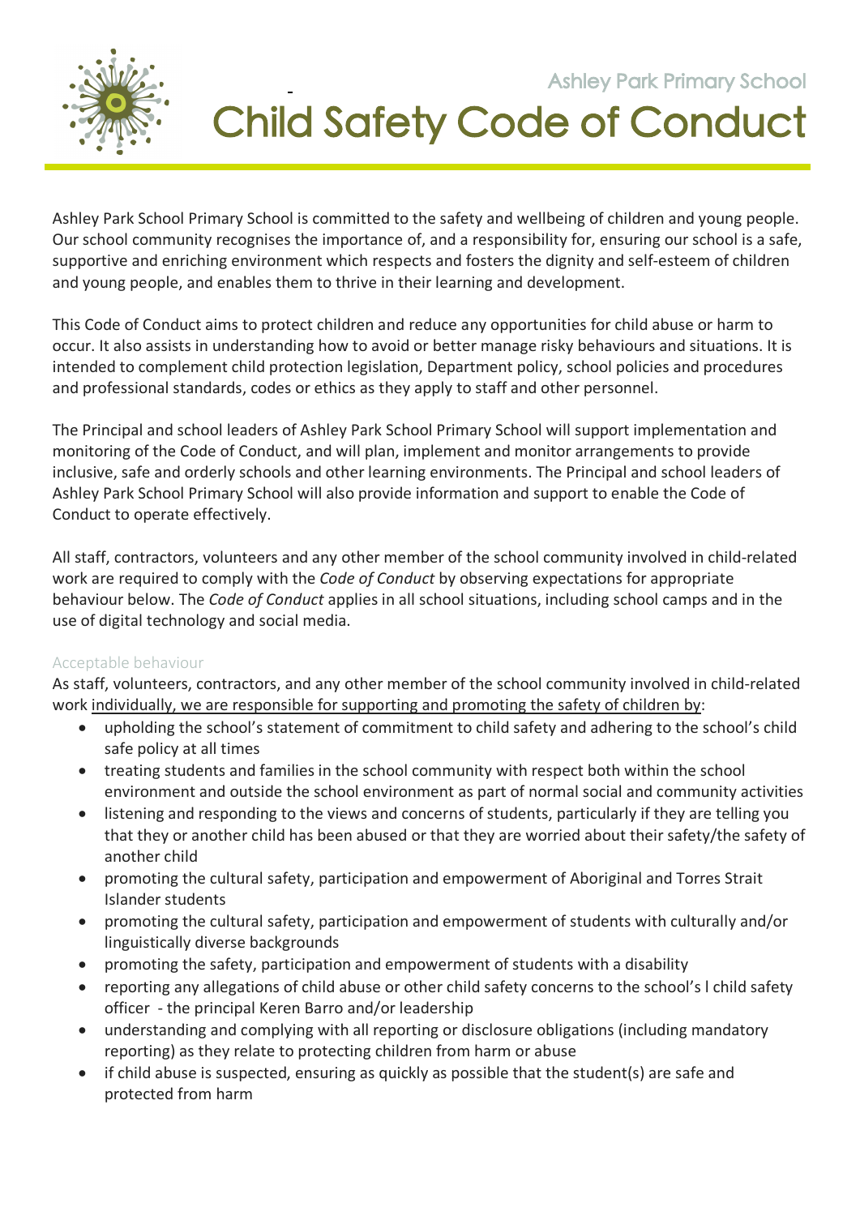Ashley Park Primary School

# Child Safety Code of Conduct

Ashley Park School Primary School is committed to the safety and wellbeing of children and young people. Our school community recognises the importance of, and a responsibility for, ensuring our school is a safe, supportive and enriching environment which respects and fosters the dignity and self-esteem of children and young people, and enables them to thrive in their learning and development.

This Code of Conduct aims to protect children and reduce any opportunities for child abuse or harm to occur. It also assists in understanding how to avoid or better manage risky behaviours and situations. It is intended to complement child protection legislation, Department policy, school policies and procedures and professional standards, codes or ethics as they apply to staff and other personnel.

The Principal and school leaders of Ashley Park School Primary School will support implementation and monitoring of the Code of Conduct, and will plan, implement and monitor arrangements to provide inclusive, safe and orderly schools and other learning environments. The Principal and school leaders of Ashley Park School Primary School will also provide information and support to enable the Code of Conduct to operate effectively.

All staff, contractors, volunteers and any other member of the school community involved in child-related work are required to comply with the *Code of Conduct* by observing expectations for appropriate behaviour below. The *Code of Conduct* applies in all school situations, including school camps and in the use of digital technology and social media.

## Acceptable behaviour

As staff, volunteers, contractors, and any other member of the school community involved in child-related work individually, we are responsible for supporting and promoting the safety of children by:

- upholding the school's statement of commitment to child safety and adhering to the school's child safe policy at all times
- treating students and families in the school community with respect both within the school environment and outside the school environment as part of normal social and community activities
- listening and responding to the views and concerns of students, particularly if they are telling you that they or another child has been abused or that they are worried about their safety/the safety of another child
- promoting the cultural safety, participation and empowerment of Aboriginal and Torres Strait Islander students
- promoting the cultural safety, participation and empowerment of students with culturally and/or linguistically diverse backgrounds
- promoting the safety, participation and empowerment of students with a disability
- reporting any allegations of child abuse or other child safety concerns to the school's l child safety officer - the principal Keren Barro and/or leadership
- understanding and complying with all reporting or disclosure obligations (including mandatory reporting) as they relate to protecting children from harm or abuse
- if child abuse is suspected, ensuring as quickly as possible that the student(s) are safe and protected from harm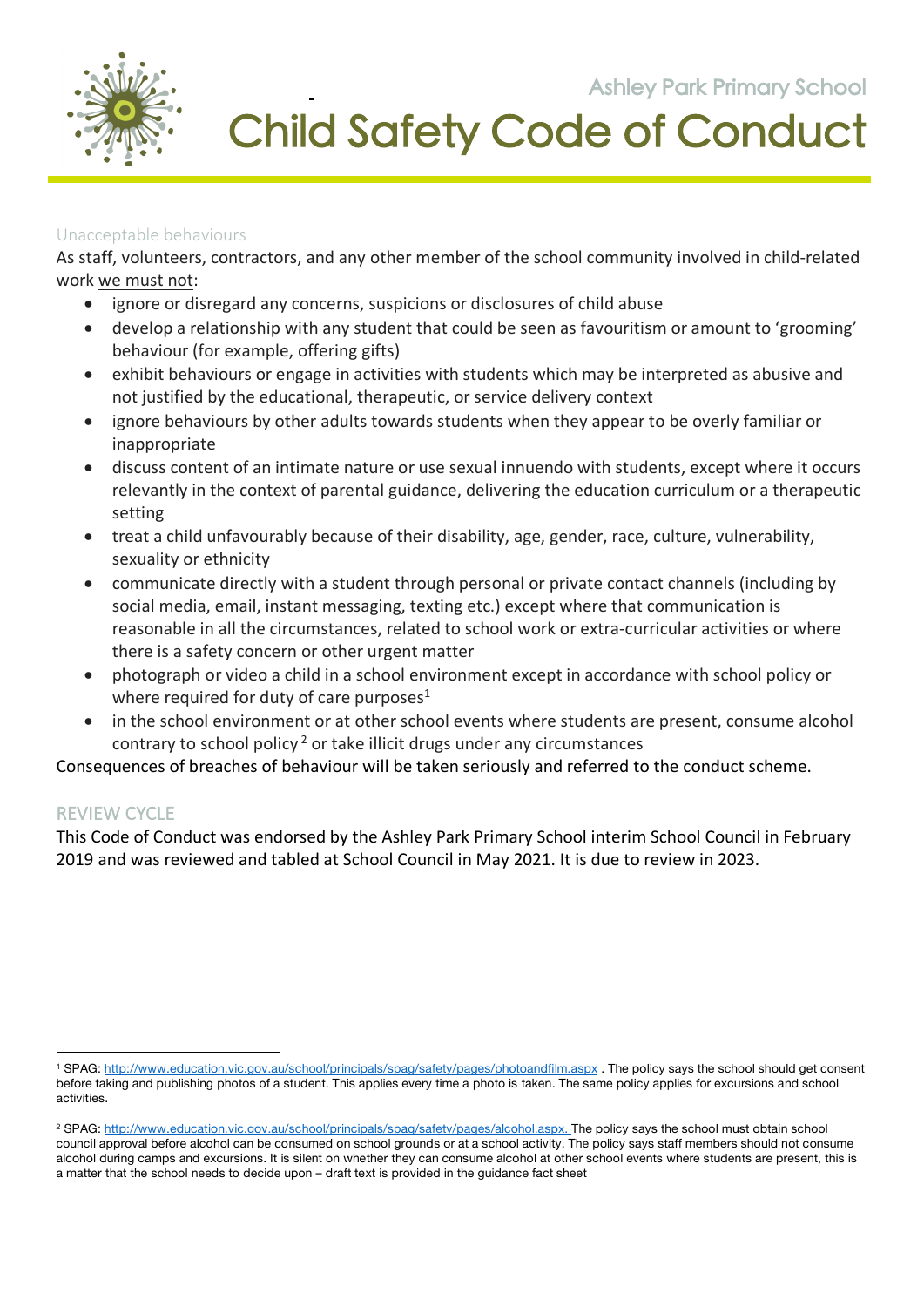Ashley Park Primary School

# Child Safety Code of Conduct

## Unacceptable behaviours

As staff, volunteers, contractors, and any other member of the school community involved in child-related work we must not:

- ignore or disregard any concerns, suspicions or disclosures of child abuse
- develop a relationship with any student that could be seen as favouritism or amount to 'grooming' behaviour (for example, offering gifts)
- exhibit behaviours or engage in activities with students which may be interpreted as abusive and not justified by the educational, therapeutic, or service delivery context
- ignore behaviours by other adults towards students when they appear to be overly familiar or inappropriate
- discuss content of an intimate nature or use sexual innuendo with students, except where it occurs relevantly in the context of parental guidance, delivering the education curriculum or a therapeutic setting
- treat a child unfavourably because of their disability, age, gender, race, culture, vulnerability, sexuality or ethnicity
- communicate directly with a student through personal or private contact channels (including by social media, email, instant messaging, texting etc.) except where that communication is reasonable in all the circumstances, related to school work or extra-curricular activities or where there is a safety concern or other urgent matter
- photograph or video a child in a school environment except in accordance with school policy or where required for duty of care purposes[1]
- in the school environment or at other school events where students are present, consume alcohol contrary to school policy[2] or take illicit drugs under any circumstances

Consequences of breaches of behaviour will be taken seriously and referred to the conduct scheme.

## REVIEW CYCLE

This Code of Conduct was endorsed by the Ashley Park Primary School interim School Council in February 2019 and was reviewed and tabled at School Council in May 2021. It is due to review in 2023.

---

[1] SPAG: http://www.education.vic.gov.au/school/principals/spag/safety/pages/photoandfilm.aspx . The policy says the school should get consent before taking and publishing photos of a student. This applies every time a photo is taken. The same policy applies for excursions and school activities.

[2] SPAG: http://www.education.vic.gov.au/school/principals/spag/safety/pages/alcohol.aspx. The policy says the school must obtain school council approval before alcohol can be consumed on school grounds or at a school activity. The policy says staff members should not consume alcohol during camps and excursions. It is silent on whether they can consume alcohol at other school events where students are present, this is a matter that the school needs to decide upon – draft text is provided in the guidance fact sheet